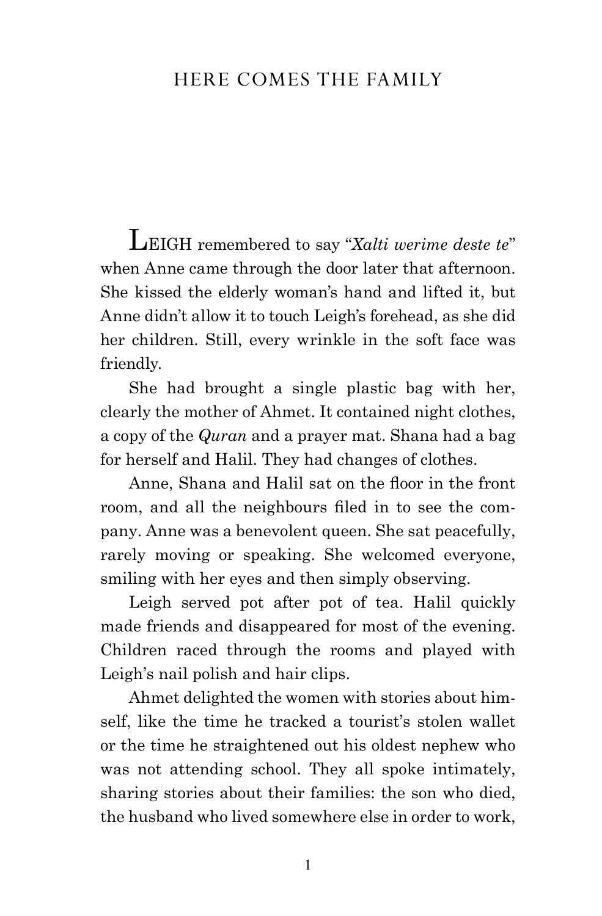# HERE COMES THE FAMILY

LEIGH remembered to say "*Xalti werime deste te*" when Anne came through the door later that afternoon. She kissed the elderly woman's hand and lifted it, but Anne didn't allow it to touch Leigh's forehead, as she did her children. Still, every wrinkle in the soft face was friendly.

She had brought a single plastic bag with her, clearly the mother of Ahmet. It contained night clothes, a copy of the *Quran* and a prayer mat. Shana had a bag for herself and Halil. They had changes of clothes.

Anne, Shana and Halil sat on the floor in the front room, and all the neighbours filed in to see the company. Anne was a benevolent queen. She sat peacefully, rarely moving or speaking. She welcomed everyone, smiling with her eyes and then simply observing.

Leigh served pot after pot of tea. Halil quickly made friends and disappeared for most of the evening. Children raced through the rooms and played with Leigh's nail polish and hair clips.

Ahmet delighted the women with stories about himself, like the time he tracked a tourist's stolen wallet or the time he straightened out his oldest nephew who was not attending school. They all spoke intimately, sharing stories about their families: the son who died, the husband who lived somewhere else in order to work,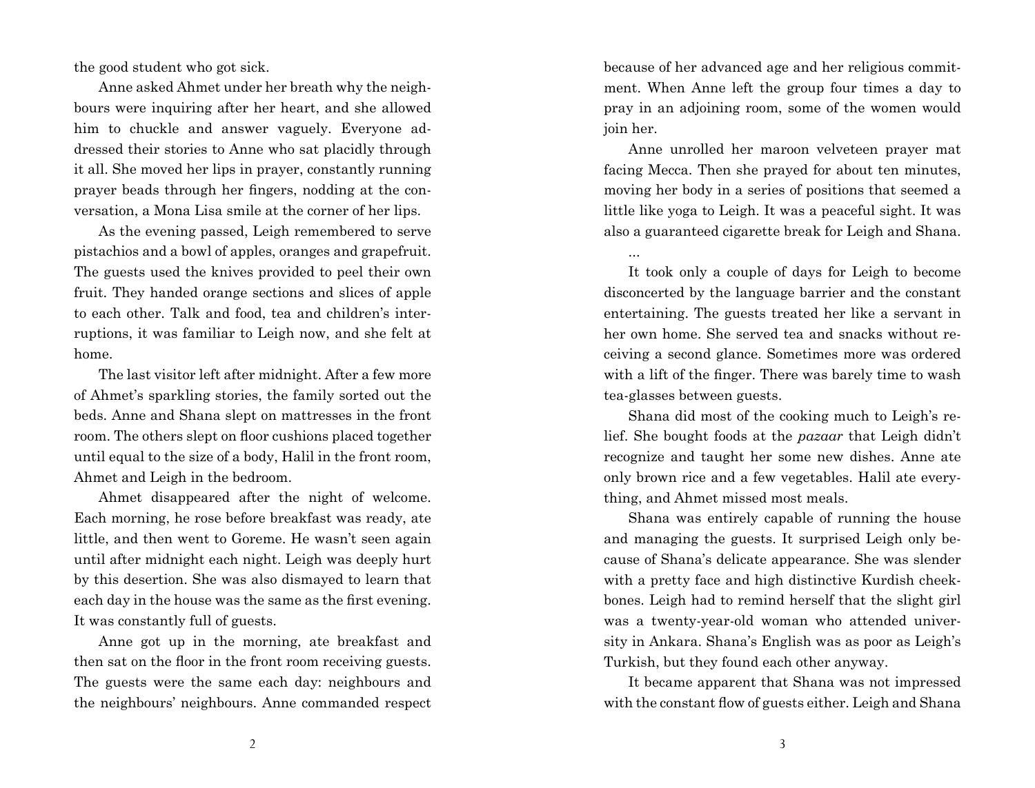the good student who got sick.

Anne asked Ahmet under her breath why the neighbours were inquiring after her heart, and she allowed him to chuckle and answer vaguely. Everyone addressed their stories to Anne who sat placidly through it all. She moved her lips in prayer, constantly running prayer beads through her fingers, nodding at the conversation, a Mona Lisa smile at the corner of her lips.

As the evening passed, Leigh remembered to serve pistachios and a bowl of apples, oranges and grapefruit. The guests used the knives provided to peel their own fruit. They handed orange sections and slices of apple to each other. Talk and food, tea and children's interruptions, it was familiar to Leigh now, and she felt at home.

The last visitor left after midnight. After a few more of Ahmet's sparkling stories, the family sorted out the beds. Anne and Shana slept on mattresses in the front room. The others slept on floor cushions placed together until equal to the size of a body, Halil in the front room, Ahmet and Leigh in the bedroom.

Ahmet disappeared after the night of welcome. Each morning, he rose before breakfast was ready, ate little, and then went to Goreme. He wasn't seen again until after midnight each night. Leigh was deeply hurt by this desertion. She was also dismayed to learn that each day in the house was the same as the first evening. It was constantly full of guests.

Anne got up in the morning, ate breakfast and then sat on the floor in the front room receiving guests. The guests were the same each day: neighbours and the neighbours' neighbours. Anne commanded respect because of her advanced age and her religious commitment. When Anne left the group four times a day to pray in an adjoining room, some of the women would join her.

Anne unrolled her maroon velveteen prayer mat facing Mecca. Then she prayed for about ten minutes, moving her body in a series of positions that seemed a little like yoga to Leigh. It was a peaceful sight. It was also a guaranteed cigarette break for Leigh and Shana.

...

It took only a couple of days for Leigh to become disconcerted by the language barrier and the constant entertaining. The guests treated her like a servant in her own home. She served tea and snacks without receiving a second glance. Sometimes more was ordered with a lift of the finger. There was barely time to wash tea-glasses between guests.

Shana did most of the cooking much to Leigh's relief. She bought foods at the *pazaar* that Leigh didn't recognize and taught her some new dishes. Anne ate only brown rice and a few vegetables. Halil ate everything, and Ahmet missed most meals.

Shana was entirely capable of running the house and managing the guests. It surprised Leigh only because of Shana's delicate appearance. She was slender with a pretty face and high distinctive Kurdish cheekbones. Leigh had to remind herself that the slight girl was a twenty-year-old woman who attended university in Ankara. Shana's English was as poor as Leigh's Turkish, but they found each other anyway.

It became apparent that Shana was not impressed with the constant flow of guests either. Leigh and Shana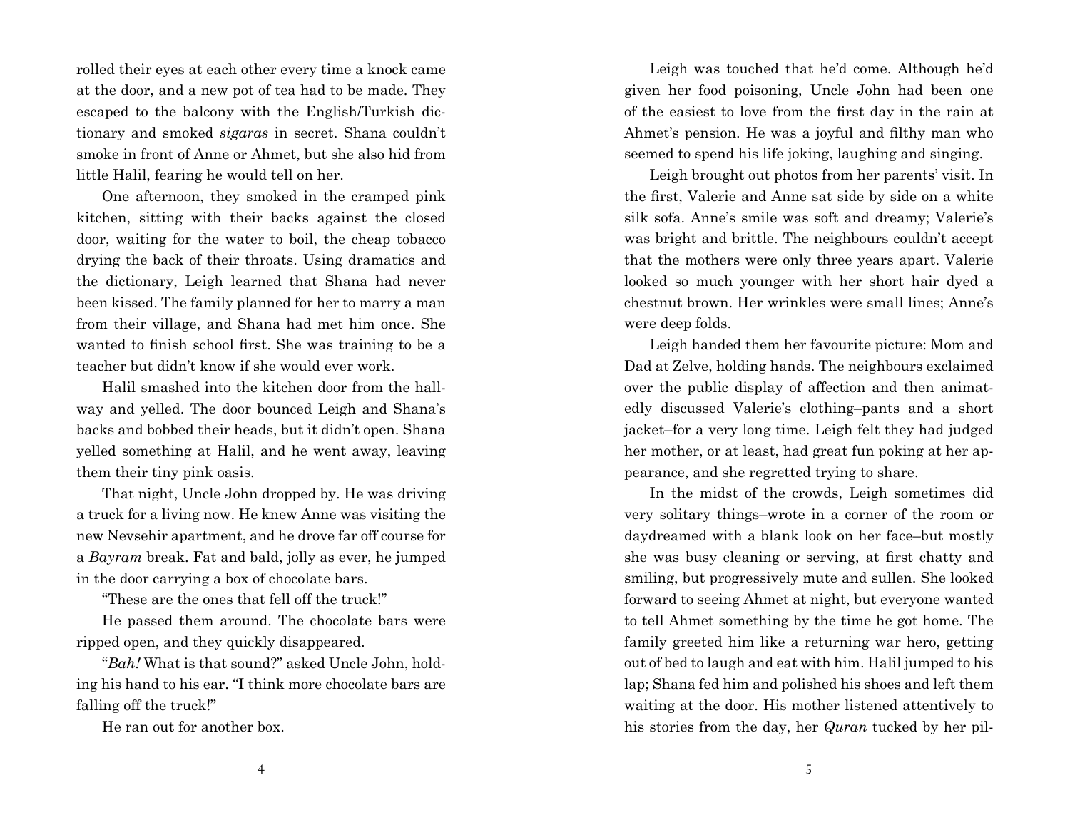rolled their eyes at each other every time a knock came at the door, and a new pot of tea had to be made. They escaped to the balcony with the English/Turkish dictionary and smoked *sigaras* in secret. Shana couldn't smoke in front of Anne or Ahmet, but she also hid from little Halil, fearing he would tell on her.

One afternoon, they smoked in the cramped pink kitchen, sitting with their backs against the closed door, waiting for the water to boil, the cheap tobacco drying the back of their throats. Using dramatics and the dictionary, Leigh learned that Shana had never been kissed. The family planned for her to marry a man from their village, and Shana had met him once. She wanted to finish school first. She was training to be a teacher but didn't know if she would ever work.

Halil smashed into the kitchen door from the hallway and yelled. The door bounced Leigh and Shana's backs and bobbed their heads, but it didn't open. Shana yelled something at Halil, and he went away, leaving them their tiny pink oasis.

That night, Uncle John dropped by. He was driving a truck for a living now. He knew Anne was visiting the new Nevsehir apartment, and he drove far off course for a *Bayram* break. Fat and bald, jolly as ever, he jumped in the door carrying a box of chocolate bars.

"These are the ones that fell off the truck!"

He passed them around. The chocolate bars were ripped open, and they quickly disappeared.

"*Bah!* What is that sound?" asked Uncle John, holding his hand to his ear. "I think more chocolate bars are falling off the truck!"

He ran out for another box.

Leigh was touched that he'd come. Although he'd given her food poisoning, Uncle John had been one of the easiest to love from the first day in the rain at Ahmet's pension. He was a joyful and filthy man who seemed to spend his life joking, laughing and singing.

Leigh brought out photos from her parents' visit. In the first, Valerie and Anne sat side by side on a white silk sofa. Anne's smile was soft and dreamy; Valerie's was bright and brittle. The neighbours couldn't accept that the mothers were only three years apart. Valerie looked so much younger with her short hair dyed a chestnut brown. Her wrinkles were small lines; Anne's were deep folds.

Leigh handed them her favourite picture: Mom and Dad at Zelve, holding hands. The neighbours exclaimed over the public display of affection and then animatedly discussed Valerie's clothing–pants and a short jacket–for a very long time. Leigh felt they had judged her mother, or at least, had great fun poking at her appearance, and she regretted trying to share.

In the midst of the crowds, Leigh sometimes did very solitary things–wrote in a corner of the room or daydreamed with a blank look on her face–but mostly she was busy cleaning or serving, at first chatty and smiling, but progressively mute and sullen. She looked forward to seeing Ahmet at night, but everyone wanted to tell Ahmet something by the time he got home. The family greeted him like a returning war hero, getting out of bed to laugh and eat with him. Halil jumped to his lap; Shana fed him and polished his shoes and left them waiting at the door. His mother listened attentively to his stories from the day, her *Quran* tucked by her pil-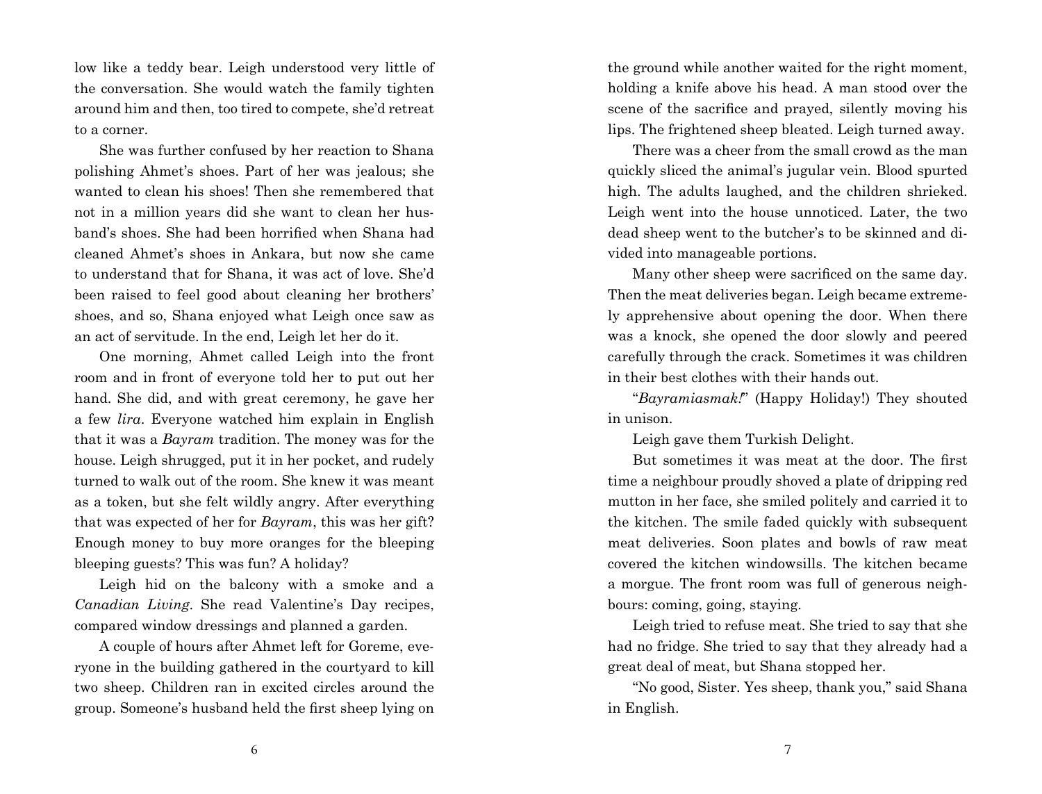low like a teddy bear. Leigh understood very little of the conversation. She would watch the family tighten around him and then, too tired to compete, she'd retreat to a corner.

She was further confused by her reaction to Shana polishing Ahmet's shoes. Part of her was jealous; she wanted to clean his shoes! Then she remembered that not in a million years did she want to clean her husband's shoes. She had been horrified when Shana had cleaned Ahmet's shoes in Ankara, but now she came to understand that for Shana, it was act of love. She'd been raised to feel good about cleaning her brothers' shoes, and so, Shana enjoyed what Leigh once saw as an act of servitude. In the end, Leigh let her do it.

One morning, Ahmet called Leigh into the front room and in front of everyone told her to put out her hand. She did, and with great ceremony, he gave her a few *lira*. Everyone watched him explain in English that it was a *Bayram* tradition. The money was for the house. Leigh shrugged, put it in her pocket, and rudely turned to walk out of the room. She knew it was meant as a token, but she felt wildly angry. After everything that was expected of her for *Bayram*, this was her gift? Enough money to buy more oranges for the bleeping bleeping guests? This was fun? A holiday?

Leigh hid on the balcony with a smoke and a *Canadian Living*. She read Valentine's Day recipes, compared window dressings and planned a garden.

A couple of hours after Ahmet left for Goreme, everyone in the building gathered in the courtyard to kill two sheep. Children ran in excited circles around the group. Someone's husband held the first sheep lying on the ground while another waited for the right moment, holding a knife above his head. A man stood over the scene of the sacrifice and prayed, silently moving his lips. The frightened sheep bleated. Leigh turned away.

There was a cheer from the small crowd as the man quickly sliced the animal's jugular vein. Blood spurted high. The adults laughed, and the children shrieked. Leigh went into the house unnoticed. Later, the two dead sheep went to the butcher's to be skinned and divided into manageable portions.

Many other sheep were sacrificed on the same day. Then the meat deliveries began. Leigh became extremely apprehensive about opening the door. When there was a knock, she opened the door slowly and peered carefully through the crack. Sometimes it was children in their best clothes with their hands out.

"*Bayramiasmak!*" (Happy Holiday!) They shouted in unison.

Leigh gave them Turkish Delight.

But sometimes it was meat at the door. The first time a neighbour proudly shoved a plate of dripping red mutton in her face, she smiled politely and carried it to the kitchen. The smile faded quickly with subsequent meat deliveries. Soon plates and bowls of raw meat covered the kitchen windowsills. The kitchen became a morgue. The front room was full of generous neighbours: coming, going, staying.

Leigh tried to refuse meat. She tried to say that she had no fridge. She tried to say that they already had a great deal of meat, but Shana stopped her.

"No good, Sister. Yes sheep, thank you," said Shana in English.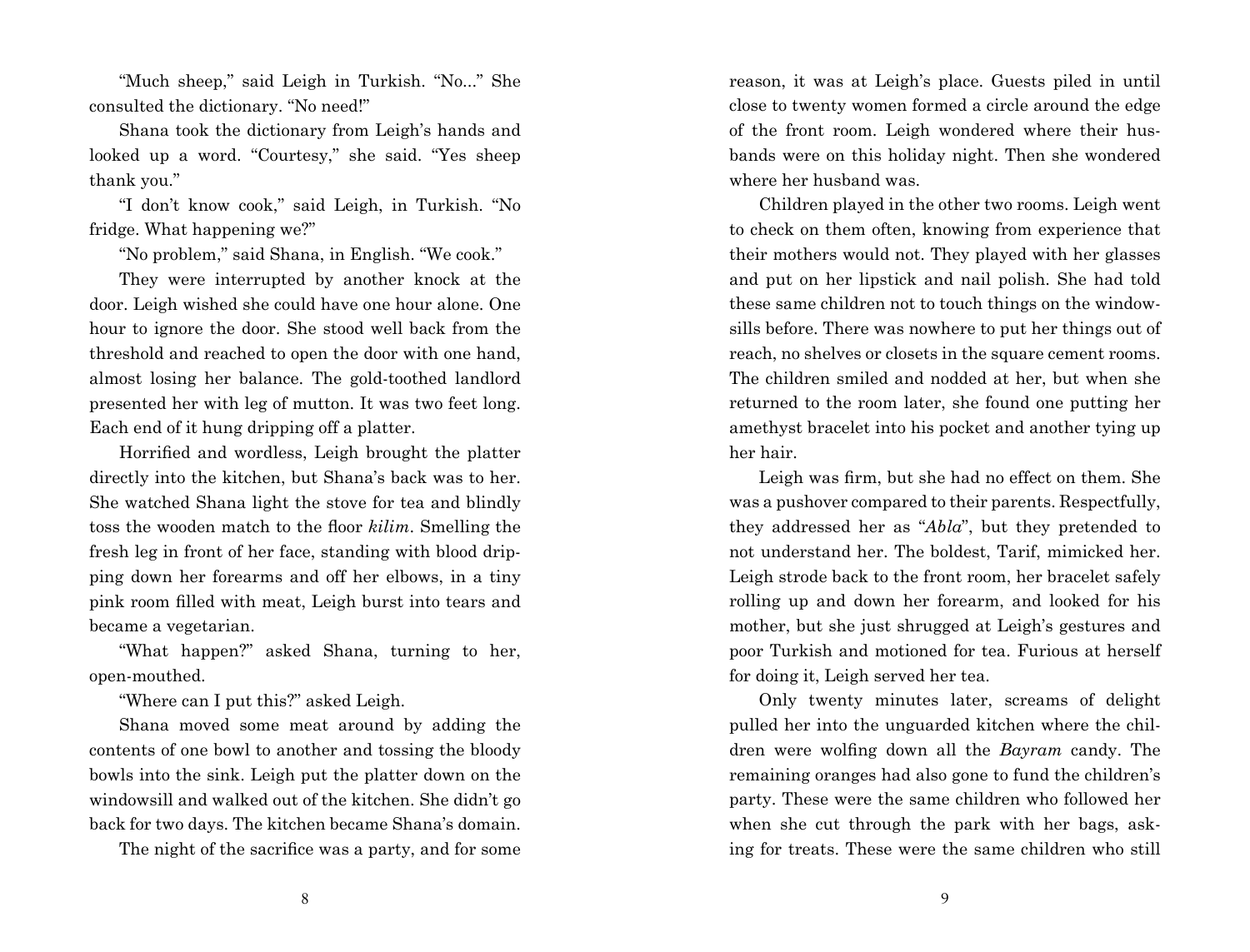"Much sheep," said Leigh in Turkish. "No..." She consulted the dictionary. "No need!"

Shana took the dictionary from Leigh's hands and looked up a word. "Courtesy," she said. "Yes sheep thank you."

"I don't know cook," said Leigh, in Turkish. "No fridge. What happening we?"

"No problem," said Shana, in English. "We cook."

They were interrupted by another knock at the door. Leigh wished she could have one hour alone. One hour to ignore the door. She stood well back from the threshold and reached to open the door with one hand, almost losing her balance. The gold-toothed landlord presented her with leg of mutton. It was two feet long. Each end of it hung dripping off a platter.

Horrified and wordless, Leigh brought the platter directly into the kitchen, but Shana's back was to her. She watched Shana light the stove for tea and blindly toss the wooden match to the floor *kilim*. Smelling the fresh leg in front of her face, standing with blood dripping down her forearms and off her elbows, in a tiny pink room filled with meat, Leigh burst into tears and became a vegetarian.

"What happen?" asked Shana, turning to her, open-mouthed.

"Where can I put this?" asked Leigh.

Shana moved some meat around by adding the contents of one bowl to another and tossing the bloody bowls into the sink. Leigh put the platter down on the windowsill and walked out of the kitchen. She didn't go back for two days. The kitchen became Shana's domain.

The night of the sacrifice was a party, and for some reason, it was at Leigh's place. Guests piled in until close to twenty women formed a circle around the edge of the front room. Leigh wondered where their husbands were on this holiday night. Then she wondered where her husband was.

Children played in the other two rooms. Leigh went to check on them often, knowing from experience that their mothers would not. They played with her glasses and put on her lipstick and nail polish. She had told these same children not to touch things on the windowsills before. There was nowhere to put her things out of reach, no shelves or closets in the square cement rooms. The children smiled and nodded at her, but when she returned to the room later, she found one putting her amethyst bracelet into his pocket and another tying up her hair.

Leigh was firm, but she had no effect on them. She was a pushover compared to their parents. Respectfully, they addressed her as "*Abla*", but they pretended to not understand her. The boldest, Tarif, mimicked her. Leigh strode back to the front room, her bracelet safely rolling up and down her forearm, and looked for his mother, but she just shrugged at Leigh's gestures and poor Turkish and motioned for tea. Furious at herself for doing it, Leigh served her tea.

Only twenty minutes later, screams of delight pulled her into the unguarded kitchen where the children were wolfing down all the *Bayram* candy. The remaining oranges had also gone to fund the children's party. These were the same children who followed her when she cut through the park with her bags, asking for treats. These were the same children who still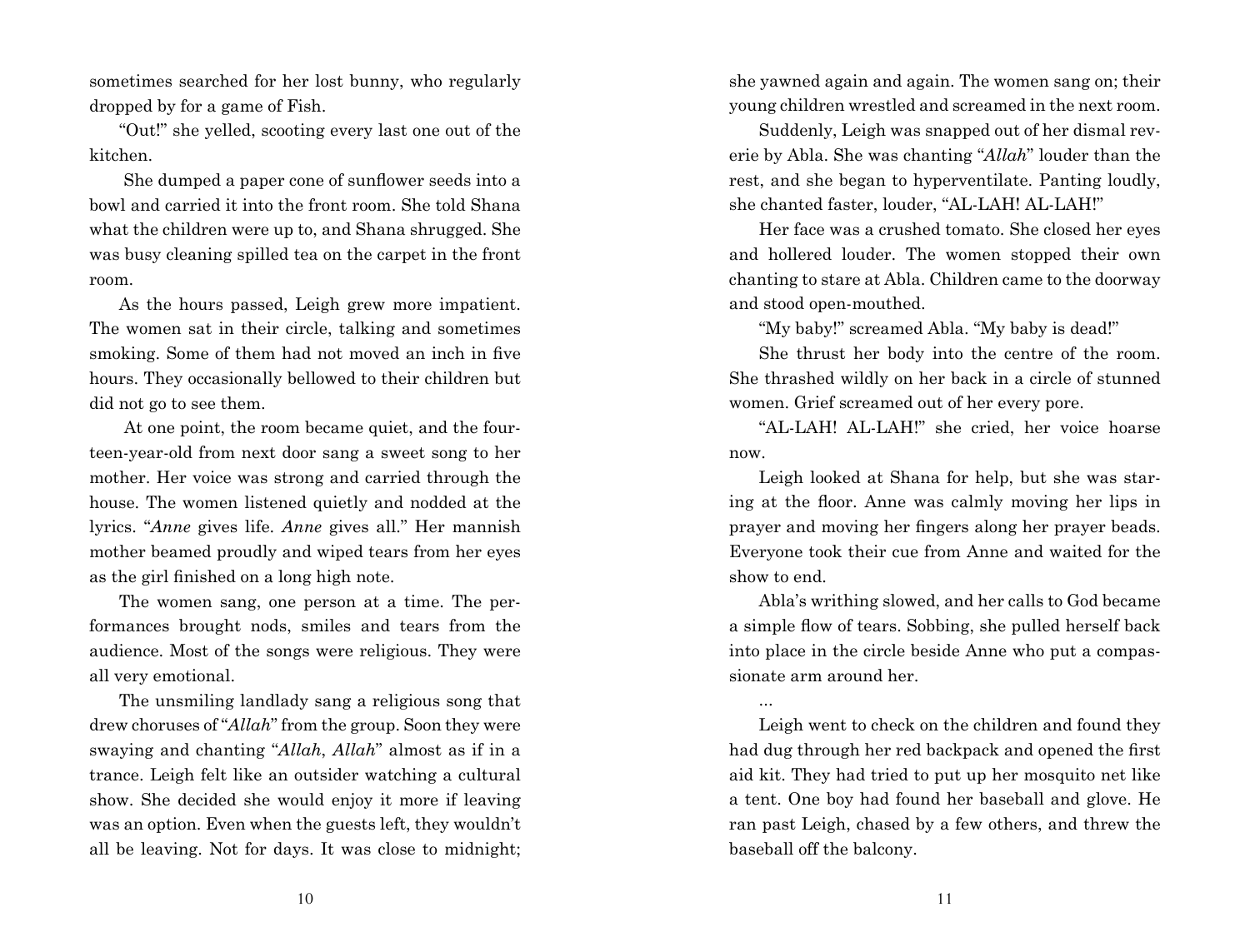sometimes searched for her lost bunny, who regularly dropped by for a game of Fish.

"Out!" she yelled, scooting every last one out of the kitchen.

She dumped a paper cone of sunflower seeds into a bowl and carried it into the front room. She told Shana what the children were up to, and Shana shrugged. She was busy cleaning spilled tea on the carpet in the front room.

As the hours passed, Leigh grew more impatient. The women sat in their circle, talking and sometimes smoking. Some of them had not moved an inch in five hours. They occasionally bellowed to their children but did not go to see them.

At one point, the room became quiet, and the fourteen-year-old from next door sang a sweet song to her mother. Her voice was strong and carried through the house. The women listened quietly and nodded at the lyrics. "*Anne* gives life. *Anne* gives all." Her mannish mother beamed proudly and wiped tears from her eyes as the girl finished on a long high note.

The women sang, one person at a time. The performances brought nods, smiles and tears from the audience. Most of the songs were religious. They were all very emotional.

The unsmiling landlady sang a religious song that drew choruses of "*Allah*" from the group. Soon they were swaying and chanting "*Allah*, *Allah*" almost as if in a trance. Leigh felt like an outsider watching a cultural show. She decided she would enjoy it more if leaving was an option. Even when the guests left, they wouldn't all be leaving. Not for days. It was close to midnight; she yawned again and again. The women sang on; their young children wrestled and screamed in the next room.

Suddenly, Leigh was snapped out of her dismal reverie by Abla. She was chanting "*Allah*" louder than the rest, and she began to hyperventilate. Panting loudly, she chanted faster, louder, "AL-LAH! AL-LAH!"

Her face was a crushed tomato. She closed her eyes and hollered louder. The women stopped their own chanting to stare at Abla. Children came to the doorway and stood open-mouthed.

"My baby!" screamed Abla. "My baby is dead!"

She thrust her body into the centre of the room. She thrashed wildly on her back in a circle of stunned women. Grief screamed out of her every pore.

"AL-LAH! AL-LAH!" she cried, her voice hoarse now.

Leigh looked at Shana for help, but she was staring at the floor. Anne was calmly moving her lips in prayer and moving her fingers along her prayer beads. Everyone took their cue from Anne and waited for the show to end.

Abla's writhing slowed, and her calls to God became a simple flow of tears. Sobbing, she pulled herself back into place in the circle beside Anne who put a compassionate arm around her.

...

Leigh went to check on the children and found they had dug through her red backpack and opened the first aid kit. They had tried to put up her mosquito net like a tent. One boy had found her baseball and glove. He ran past Leigh, chased by a few others, and threw the baseball off the balcony.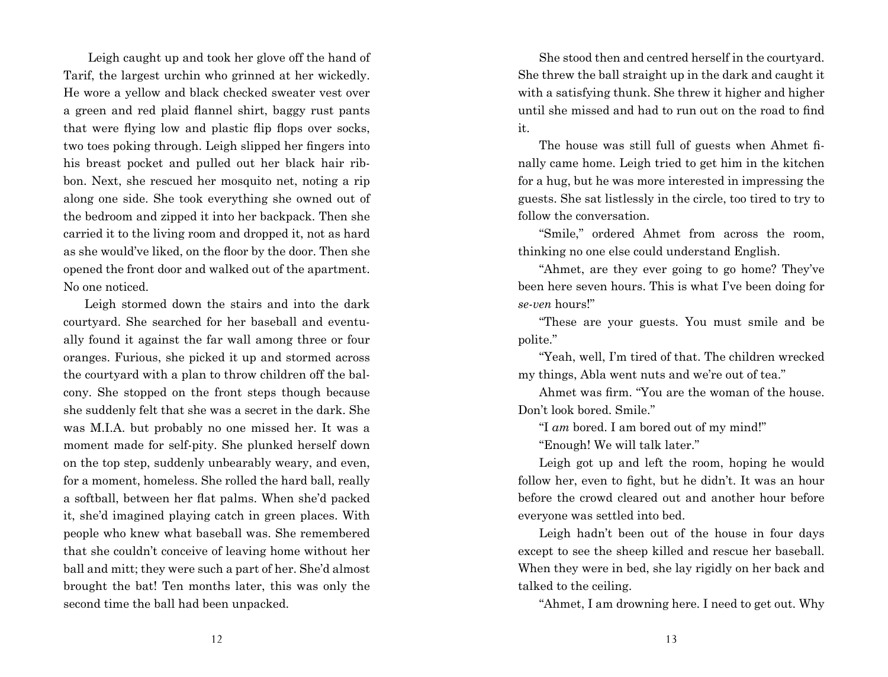Leigh caught up and took her glove off the hand of Tarif, the largest urchin who grinned at her wickedly. He wore a yellow and black checked sweater vest over a green and red plaid flannel shirt, baggy rust pants that were flying low and plastic flip flops over socks, two toes poking through. Leigh slipped her fingers into his breast pocket and pulled out her black hair ribbon. Next, she rescued her mosquito net, noting a rip along one side. She took everything she owned out of the bedroom and zipped it into her backpack. Then she carried it to the living room and dropped it, not as hard as she would've liked, on the floor by the door. Then she opened the front door and walked out of the apartment. No one noticed.

Leigh stormed down the stairs and into the dark courtyard. She searched for her baseball and eventually found it against the far wall among three or four oranges. Furious, she picked it up and stormed across the courtyard with a plan to throw children off the balcony. She stopped on the front steps though because she suddenly felt that she was a secret in the dark. She was M.I.A. but probably no one missed her. It was a moment made for self-pity. She plunked herself down on the top step, suddenly unbearably weary, and even, for a moment, homeless. She rolled the hard ball, really a softball, between her flat palms. When she'd packed it, she'd imagined playing catch in green places. With people who knew what baseball was. She remembered that she couldn't conceive of leaving home without her ball and mitt; they were such a part of her. She'd almost brought the bat! Ten months later, this was only the second time the ball had been unpacked.

She stood then and centred herself in the courtyard. She threw the ball straight up in the dark and caught it with a satisfying thunk. She threw it higher and higher until she missed and had to run out on the road to find it.

The house was still full of guests when Ahmet finally came home. Leigh tried to get him in the kitchen for a hug, but he was more interested in impressing the guests. She sat listlessly in the circle, too tired to try to follow the conversation.

"Smile," ordered Ahmet from across the room, thinking no one else could understand English.

"Ahmet, are they ever going to go home? They've been here seven hours. This is what I've been doing for *se-ven* hours!"

"These are your guests. You must smile and be polite."

"Yeah, well, I'm tired of that. The children wrecked my things, Abla went nuts and we're out of tea."

Ahmet was firm. "You are the woman of the house. Don't look bored. Smile."

"I *am* bored. I am bored out of my mind!"

"Enough! We will talk later."

Leigh got up and left the room, hoping he would follow her, even to fight, but he didn't. It was an hour before the crowd cleared out and another hour before everyone was settled into bed.

Leigh hadn't been out of the house in four days except to see the sheep killed and rescue her baseball. When they were in bed, she lay rigidly on her back and talked to the ceiling.

"Ahmet, I am drowning here. I need to get out. Why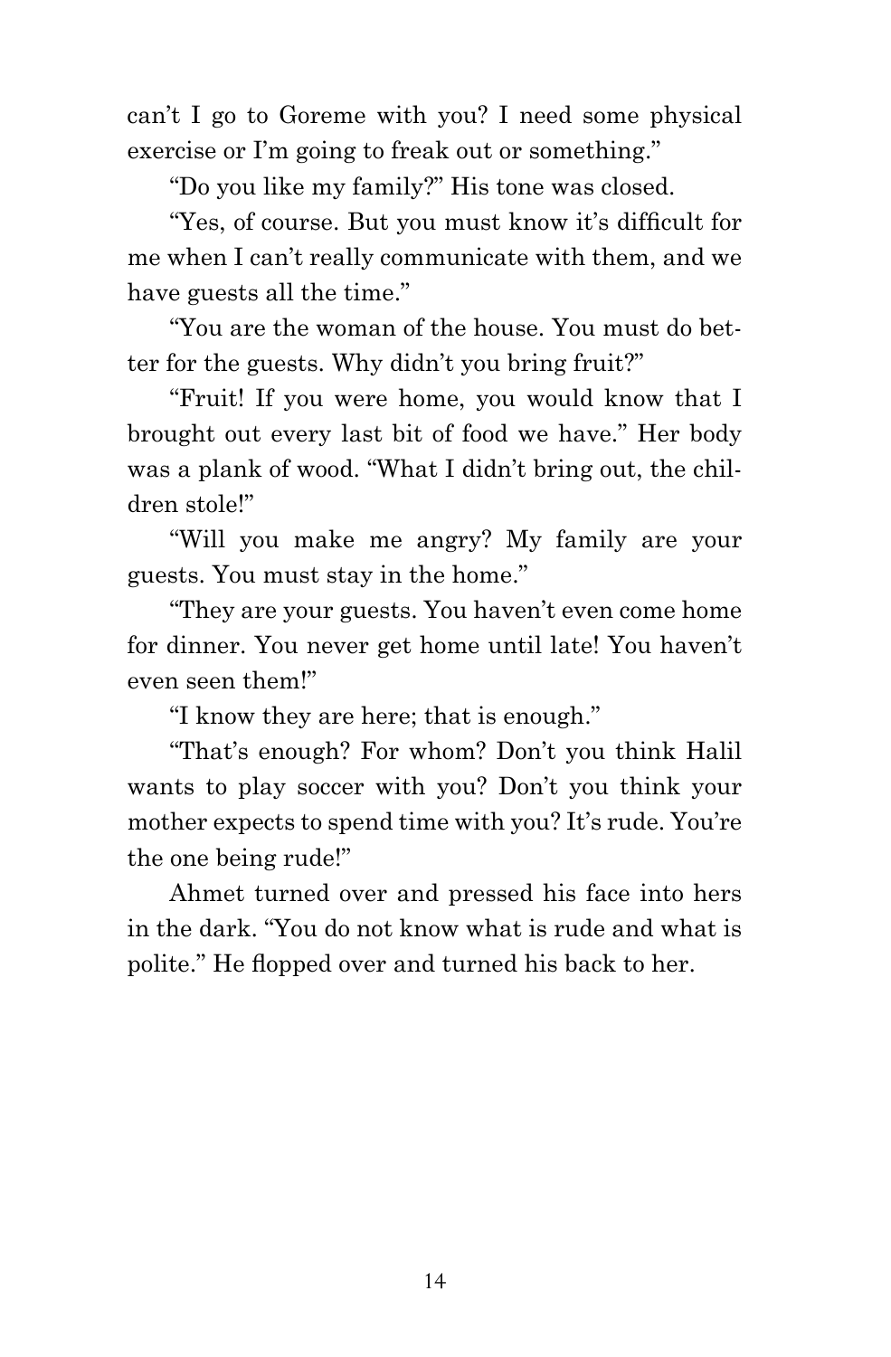can't I go to Goreme with you? I need some physical exercise or I'm going to freak out or something."

"Do you like my family?" His tone was closed.

"Yes, of course. But you must know it's difficult for me when I can't really communicate with them, and we have guests all the time."

"You are the woman of the house. You must do better for the guests. Why didn't you bring fruit?"

"Fruit! If you were home, you would know that I brought out every last bit of food we have." Her body was a plank of wood. "What I didn't bring out, the children stole!"

"Will you make me angry? My family are your guests. You must stay in the home."

"They are your guests. You haven't even come home for dinner. You never get home until late! You haven't even seen them!"

"I know they are here; that is enough."

"That's enough? For whom? Don't you think Halil wants to play soccer with you? Don't you think your mother expects to spend time with you? It's rude. You're the one being rude!"

Ahmet turned over and pressed his face into hers in the dark. "You do not know what is rude and what is polite." He flopped over and turned his back to her.